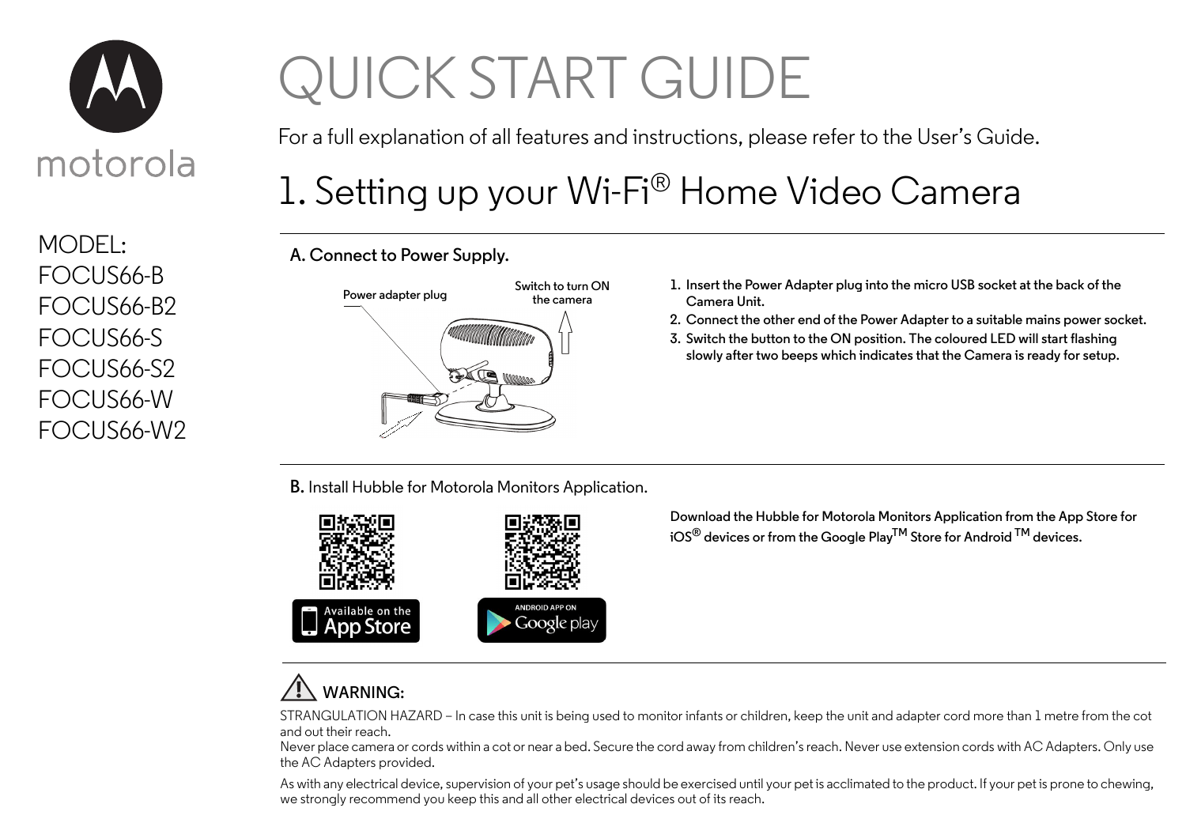motorola

MODEL:
FOCUS66-B
FOCUS66-B2
FOCUS66-S
FOCUS66-S2
FOCUS66-W
FOCUS66-W2

# QUICK START GUIDE

For a full explanation of all features and instructions, please refer to the User's Guide.

## 1. Setting up your Wi-Fi® Home Video Camera

### A. Connect to Power Supply.

Power adapter plug

Switch to turn ON the camera

1. Insert the Power Adapter plug into the micro USB socket at the back of the Camera Unit.
2. Connect the other end of the Power Adapter to a suitable mains power socket.
3. Switch the button to the ON position. The coloured LED will start flashing slowly after two beeps which indicates that the Camera is ready for setup.

### B. Install Hubble for Motorola Monitors Application.

Available on the App Store

ANDROID APP ON Google play

Download the Hubble for Motorola Monitors Application from the App Store for iOS® devices or from the Google Play™ Store for Android™ devices.

**WARNING:**

STRANGULATION HAZARD – In case this unit is being used to monitor infants or children, keep the unit and adapter cord more than 1 metre from the cot and out their reach.
Never place camera or cords within a cot or near a bed. Secure the cord away from children's reach. Never use extension cords with AC Adapters. Only use the AC Adapters provided.

As with any electrical device, supervision of your pet's usage should be exercised until your pet is acclimated to the product. If your pet is prone to chewing, we strongly recommend you keep this and all other electrical devices out of its reach.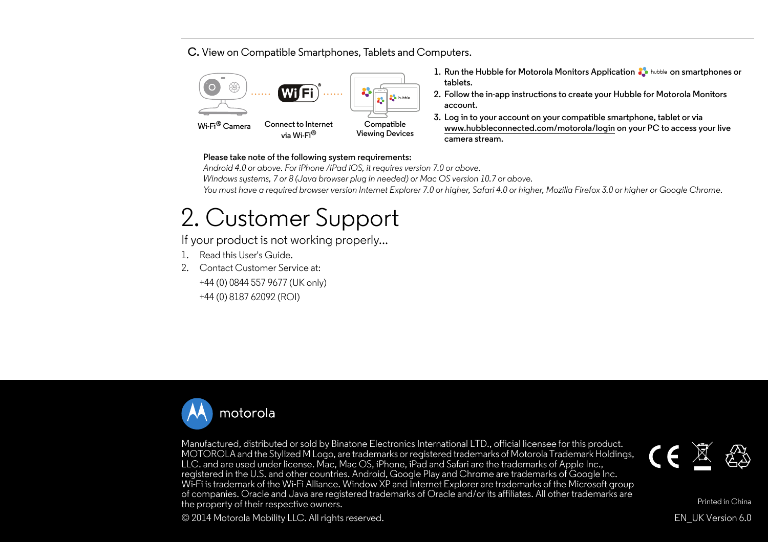### C. View on Compatible Smartphones, Tablets and Computers.

Wi-Fi® Camera

Connect to Internet via Wi-Fi®

Compatible Viewing Devices

1. Run the Hubble for Motorola Monitors Application hubble on smartphones or tablets.
2. Follow the in-app instructions to create your Hubble for Motorola Monitors account.
3. Log in to your account on your compatible smartphone, tablet or via www.hubbleconnected.com/motorola/login on your PC to access your live camera stream.

**Please take note of the following system requirements:**

*Android 4.0 or above. For iPhone /iPad iOS, it requires version 7.0 or above.*
*Windows systems, 7 or 8 (Java browser plug in needed) or Mac OS version 10.7 or above.*
*You must have a required browser version Internet Explorer 7.0 or higher, Safari 4.0 or higher, Mozilla Firefox 3.0 or higher or Google Chrome.*

# 2. Customer Support

If your product is not working properly...

1. Read this User's Guide.
2. Contact Customer Service at:

   +44 (0) 0844 557 9677 (UK only)

   +44 (0) 8187 62092 (ROI)

motorola

Manufactured, distributed or sold by Binatone Electronics International LTD., official licensee for this product. MOTOROLA and the Stylized M Logo, are trademarks or registered trademarks of Motorola Trademark Holdings, LLC. and are used under license. Mac, Mac OS, iPhone, iPad and Safari are the trademarks of Apple Inc., registered in the U.S. and other countries. Android, Google Play and Chrome are trademarks of Google Inc. Wi-Fi is trademark of the Wi-Fi Alliance. Window XP and Internet Explorer are trademarks of the Microsoft group of companies. Oracle and Java are registered trademarks of Oracle and/or its affiliates. All other trademarks are the property of their respective owners.

© 2014 Motorola Mobility LLC. All rights reserved.

Printed in China

EN_UK Version 6.0